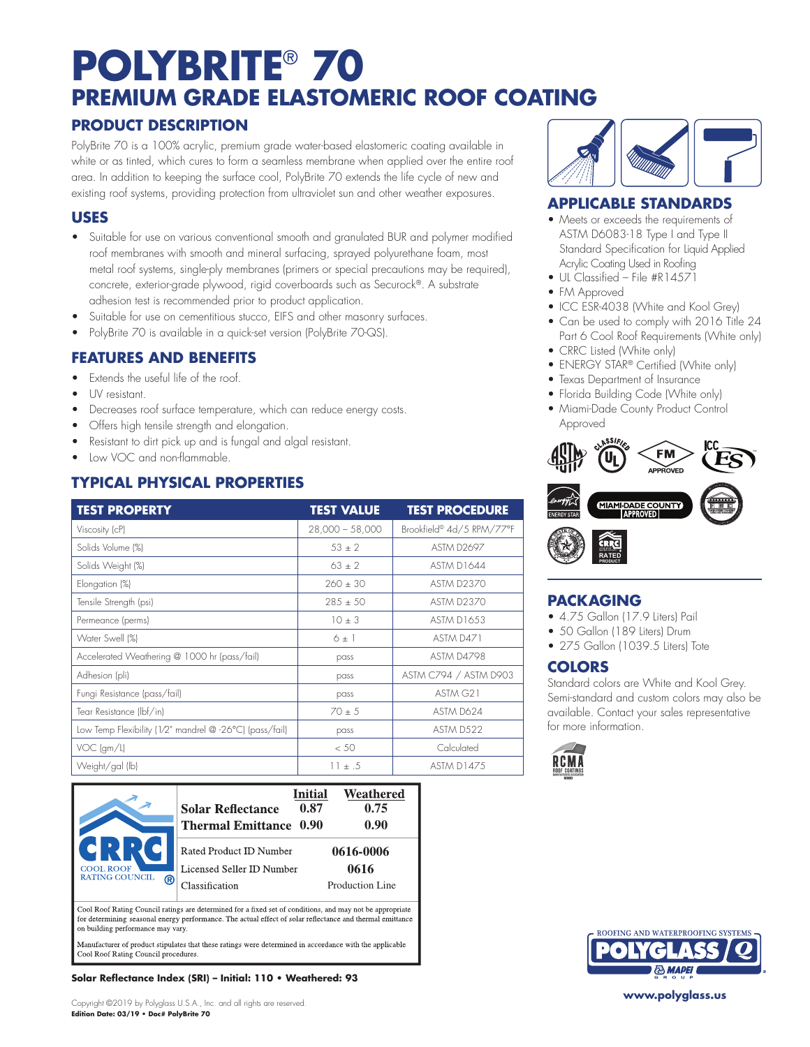# POLYBRITE® 70

## PREMIUM GRADE ELASTOMERIC ROOF COATING

### PRODUCT DESCRIPTION

PolyBrite 70 is a 100% acrylic, premium grade water-based elastomeric coating available in white or as tinted, which cures to form a seamless membrane when applied over the entire roof area. In addition to keeping the surface cool, PolyBrite 70 extends the life cycle of new and existing roof systems, providing protection from ultraviolet sun and other weather exposures.

### USES

- Suitable for use on various conventional smooth and granulated BUR and polymer modified roof membranes with smooth and mineral surfacing, sprayed polyurethane foam, most metal roof systems, single-ply membranes (primers or special precautions may be required), concrete, exterior-grade plywood, rigid coverboards such as Securock®. A substrate adhesion test is recommended prior to product application.
- Suitable for use on cementitious stucco, EIFS and other masonry surfaces.
- PolyBrite 70 is available in a quick-set version (PolyBrite 70-QS).

### FEATURES AND BENEFITS

- Extends the useful life of the roof.
- UV resistant.
- Decreases roof surface temperature, which can reduce energy costs.
- Offers high tensile strength and elongation.
- Resistant to dirt pick up and is fungal and algal resistant.
- Low VOC and non-flammable.

### TYPICAL PHYSICAL PROPERTIES

| TEST PROPERTY | TEST VALUE | TEST PROCEDURE |
|---|---|---|
| Viscosity (cP) | 28,000 – 58,000 | Brookfield® 4d/5 RPM/77°F |
| Solids Volume (%) | 53 ± 2 | ASTM D2697 |
| Solids Weight (%) | 63 ± 2 | ASTM D1644 |
| Elongation (%) | 260 ± 30 | ASTM D2370 |
| Tensile Strength (psi) | 285 ± 50 | ASTM D2370 |
| Permeance (perms) | 10 ± 3 | ASTM D1653 |
| Water Swell (%) | 6 ± 1 | ASTM D471 |
| Accelerated Weathering @ 1000 hr (pass/fail) | pass | ASTM D4798 |
| Adhesion (pli) | pass | ASTM C794 / ASTM D903 |
| Fungi Resistance (pass/fail) | pass | ASTM G21 |
| Tear Resistance (lbf/in) | 70 ± 5 | ASTM D624 |
| Low Temp Flexibility (1/2" mandrel @ -26°C) (pass/fail) | pass | ASTM D522 |
| VOC (gm/L) | < 50 | Calculated |
| Weight/gal (lb) | 11 ± .5 | ASTM D1475 |

| CRRC – COOL ROOF RATING COUNCIL | Initial | Weathered |
|---|---|---|
| Solar Reflectance | 0.87 | 0.75 |
| Thermal Emittance | 0.90 | 0.90 |
| Rated Product ID Number | 0616-0006 | |
| Licensed Seller ID Number | 0616 | |
| Classification | Production Line | |

Cool Roof Rating Council ratings are determined for a fixed set of conditions, and may not be appropriate for determining seasonal energy performance. The actual effect of solar reflectance and thermal emittance on building performance may vary.

Manufacturer of product stipulates that these ratings were determined in accordance with the applicable Cool Roof Rating Council procedures.

**Solar Reflectance Index (SRI) – Initial: 110 • Weathered: 93**

### APPLICABLE STANDARDS

- Meets or exceeds the requirements of ASTM D6083-18 Type I and Type II Standard Specification for Liquid Applied Acrylic Coating Used in Roofing
- UL Classified – File #R14571
- FM Approved
- ICC ESR-4038 (White and Kool Grey)
- Can be used to comply with 2016 Title 24 Part 6 Cool Roof Requirements (White only)
- CRRC Listed (White only)
- ENERGY STAR® Certified (White only)
- Texas Department of Insurance
- Florida Building Code (White only)
- Miami-Dade County Product Control Approved

### PACKAGING

- 4.75 Gallon (17.9 Liters) Pail
- 50 Gallon (189 Liters) Drum
- 275 Gallon (1039.5 Liters) Tote

### COLORS

Standard colors are White and Kool Grey. Semi-standard and custom colors may also be available. Contact your sales representative for more information.

www.polyglass.us

Copyright ©2019 by Polyglass U.S.A., Inc. and all rights are reserved.
**Edition Date: 03/19 • Doc# PolyBrite 70**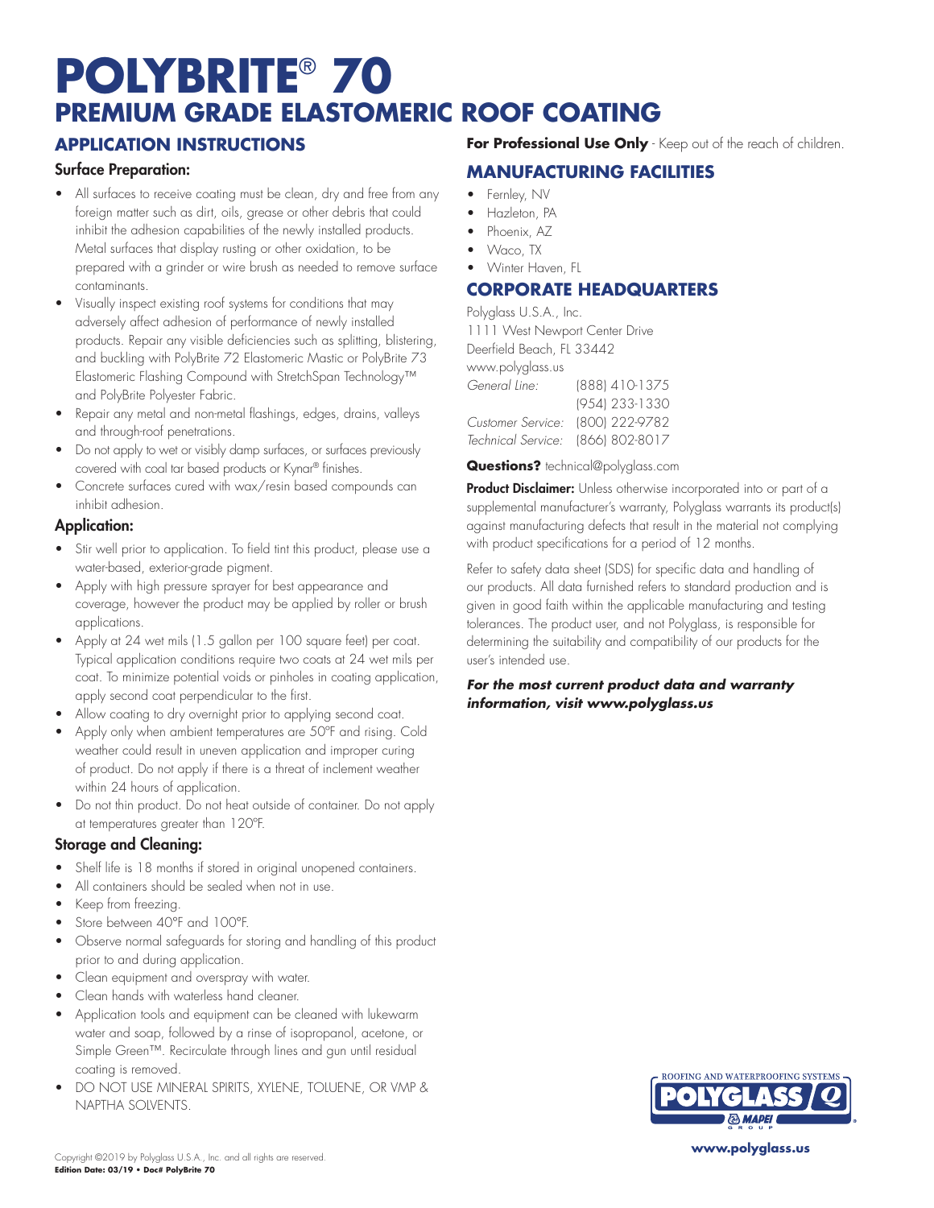# POLYBRITE® 70

## PREMIUM GRADE ELASTOMERIC ROOF COATING

### APPLICATION INSTRUCTIONS

**Surface Preparation:**

- All surfaces to receive coating must be clean, dry and free from any foreign matter such as dirt, oils, grease or other debris that could inhibit the adhesion capabilities of the newly installed products. Metal surfaces that display rusting or other oxidation, to be prepared with a grinder or wire brush as needed to remove surface contaminants.
- Visually inspect existing roof systems for conditions that may adversely affect adhesion of performance of newly installed products. Repair any visible deficiencies such as splitting, blistering, and buckling with PolyBrite 72 Elastomeric Mastic or PolyBrite 73 Elastomeric Flashing Compound with StretchSpan Technology™ and PolyBrite Polyester Fabric.
- Repair any metal and non-metal flashings, edges, drains, valleys and through-roof penetrations.
- Do not apply to wet or visibly damp surfaces, or surfaces previously covered with coal tar based products or Kynar® finishes.
- Concrete surfaces cured with wax/resin based compounds can inhibit adhesion.

**Application:**

- Stir well prior to application. To field tint this product, please use a water-based, exterior-grade pigment.
- Apply with high pressure sprayer for best appearance and coverage, however the product may be applied by roller or brush applications.
- Apply at 24 wet mils (1.5 gallon per 100 square feet) per coat. Typical application conditions require two coats at 24 wet mils per coat. To minimize potential voids or pinholes in coating application, apply second coat perpendicular to the first.
- Allow coating to dry overnight prior to applying second coat.
- Apply only when ambient temperatures are 50°F and rising. Cold weather could result in uneven application and improper curing of product. Do not apply if there is a threat of inclement weather within 24 hours of application.
- Do not thin product. Do not heat outside of container. Do not apply at temperatures greater than 120°F.

**Storage and Cleaning:**

- Shelf life is 18 months if stored in original unopened containers.
- All containers should be sealed when not in use.
- Keep from freezing.
- Store between 40°F and 100°F.
- Observe normal safeguards for storing and handling of this product prior to and during application.
- Clean equipment and overspray with water.
- Clean hands with waterless hand cleaner.
- Application tools and equipment can be cleaned with lukewarm water and soap, followed by a rinse of isopropanol, acetone, or Simple Green™. Recirculate through lines and gun until residual coating is removed.
- DO NOT USE MINERAL SPIRITS, XYLENE, TOLUENE, OR VMP & NAPTHA SOLVENTS.

**For Professional Use Only** - Keep out of the reach of children.

### MANUFACTURING FACILITIES

- Fernley, NV
- Hazleton, PA
- Phoenix, AZ
- Waco, TX
- Winter Haven, FL

### CORPORATE HEADQUARTERS

Polyglass U.S.A., Inc.
1111 West Newport Center Drive
Deerfield Beach, FL 33442
www.polyglass.us

| | |
|---|---|
| *General Line:* | (888) 410-1375 |
| | (954) 233-1330 |
| *Customer Service:* | (800) 222-9782 |
| *Technical Service:* | (866) 802-8017 |

**Questions?** technical@polyglass.com

**Product Disclaimer:** Unless otherwise incorporated into or part of a supplemental manufacturer's warranty, Polyglass warrants its product(s) against manufacturing defects that result in the material not complying with product specifications for a period of 12 months.

Refer to safety data sheet (SDS) for specific data and handling of our products. All data furnished refers to standard production and is given in good faith within the applicable manufacturing and testing tolerances. The product user, and not Polyglass, is responsible for determining the suitability and compatibility of our products for the user's intended use.

***For the most current product data and warranty information, visit www.polyglass.us***

ROOFING AND WATERPROOFING SYSTEMS
POLYGLASS
MAPEI GROUP

www.polyglass.us

Copyright ©2019 by Polyglass U.S.A., Inc. and all rights are reserved.
**Edition Date: 03/19 • Doc# PolyBrite 70**